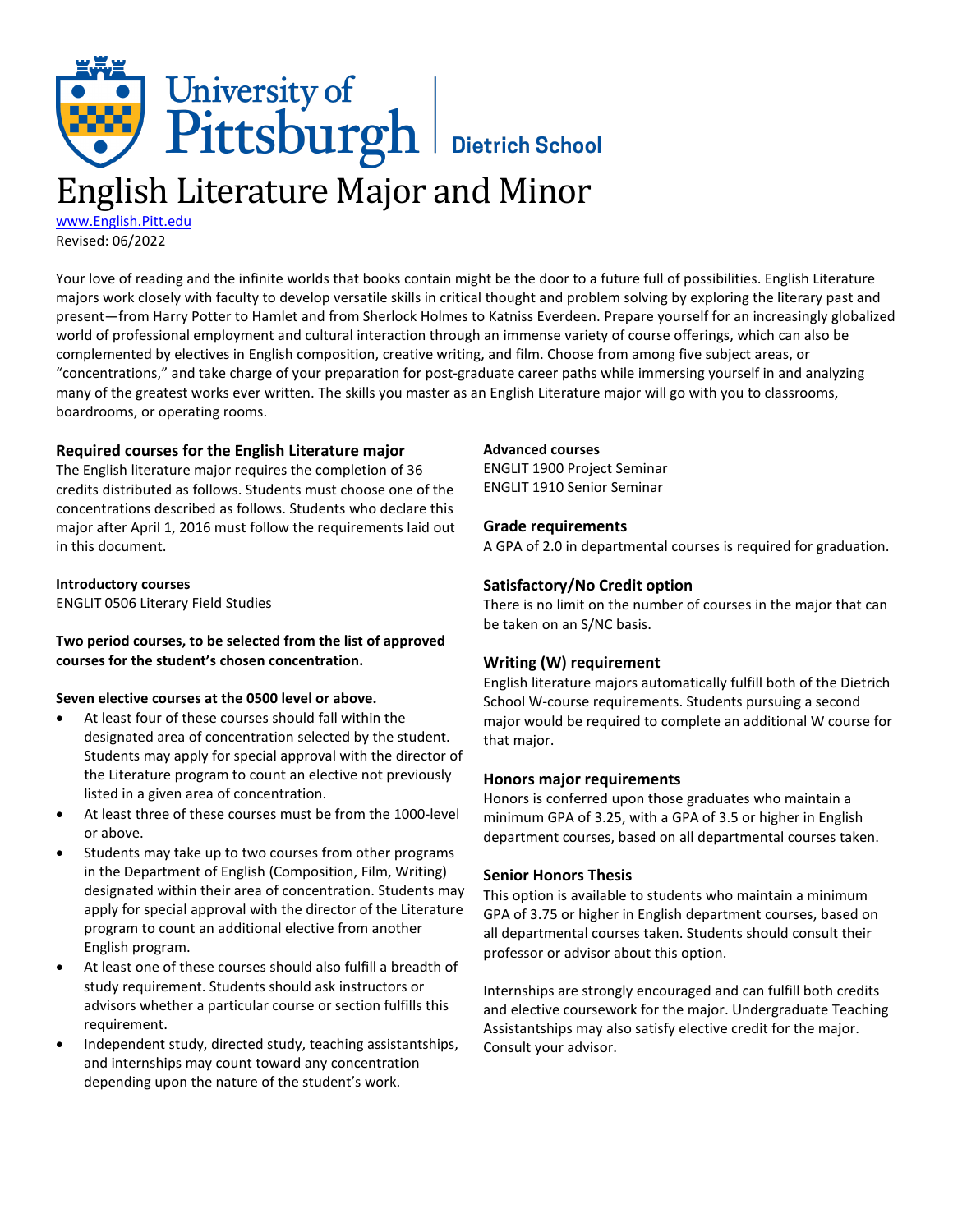University of Pittsburgh | Dietrich School

# English Literature Major and Minor

www.English.Pitt.edu
Revised: 06/2022

Your love of reading and the infinite worlds that books contain might be the door to a future full of possibilities. English Literature majors work closely with faculty to develop versatile skills in critical thought and problem solving by exploring the literary past and present—from Harry Potter to Hamlet and from Sherlock Holmes to Katniss Everdeen. Prepare yourself for an increasingly globalized world of professional employment and cultural interaction through an immense variety of course offerings, which can also be complemented by electives in English composition, creative writing, and film. Choose from among five subject areas, or "concentrations," and take charge of your preparation for post-graduate career paths while immersing yourself in and analyzing many of the greatest works ever written. The skills you master as an English Literature major will go with you to classrooms, boardrooms, or operating rooms.

## Required courses for the English Literature major

The English literature major requires the completion of 36 credits distributed as follows. Students must choose one of the concentrations described as follows. Students who declare this major after April 1, 2016 must follow the requirements laid out in this document.

**Introductory courses**
ENGLIT 0506 Literary Field Studies

**Two period courses, to be selected from the list of approved courses for the student's chosen concentration.**

**Seven elective courses at the 0500 level or above.**

- At least four of these courses should fall within the designated area of concentration selected by the student. Students may apply for special approval with the director of the Literature program to count an elective not previously listed in a given area of concentration.
- At least three of these courses must be from the 1000-level or above.
- Students may take up to two courses from other programs in the Department of English (Composition, Film, Writing) designated within their area of concentration. Students may apply for special approval with the director of the Literature program to count an additional elective from another English program.
- At least one of these courses should also fulfill a breadth of study requirement. Students should ask instructors or advisors whether a particular course or section fulfills this requirement.
- Independent study, directed study, teaching assistantships, and internships may count toward any concentration depending upon the nature of the student's work.

**Advanced courses**
ENGLIT 1900 Project Seminar
ENGLIT 1910 Senior Seminar

## Grade requirements

A GPA of 2.0 in departmental courses is required for graduation.

## Satisfactory/No Credit option

There is no limit on the number of courses in the major that can be taken on an S/NC basis.

## Writing (W) requirement

English literature majors automatically fulfill both of the Dietrich School W-course requirements. Students pursuing a second major would be required to complete an additional W course for that major.

## Honors major requirements

Honors is conferred upon those graduates who maintain a minimum GPA of 3.25, with a GPA of 3.5 or higher in English department courses, based on all departmental courses taken.

## Senior Honors Thesis

This option is available to students who maintain a minimum GPA of 3.75 or higher in English department courses, based on all departmental courses taken. Students should consult their professor or advisor about this option.

Internships are strongly encouraged and can fulfill both credits and elective coursework for the major. Undergraduate Teaching Assistantships may also satisfy elective credit for the major. Consult your advisor.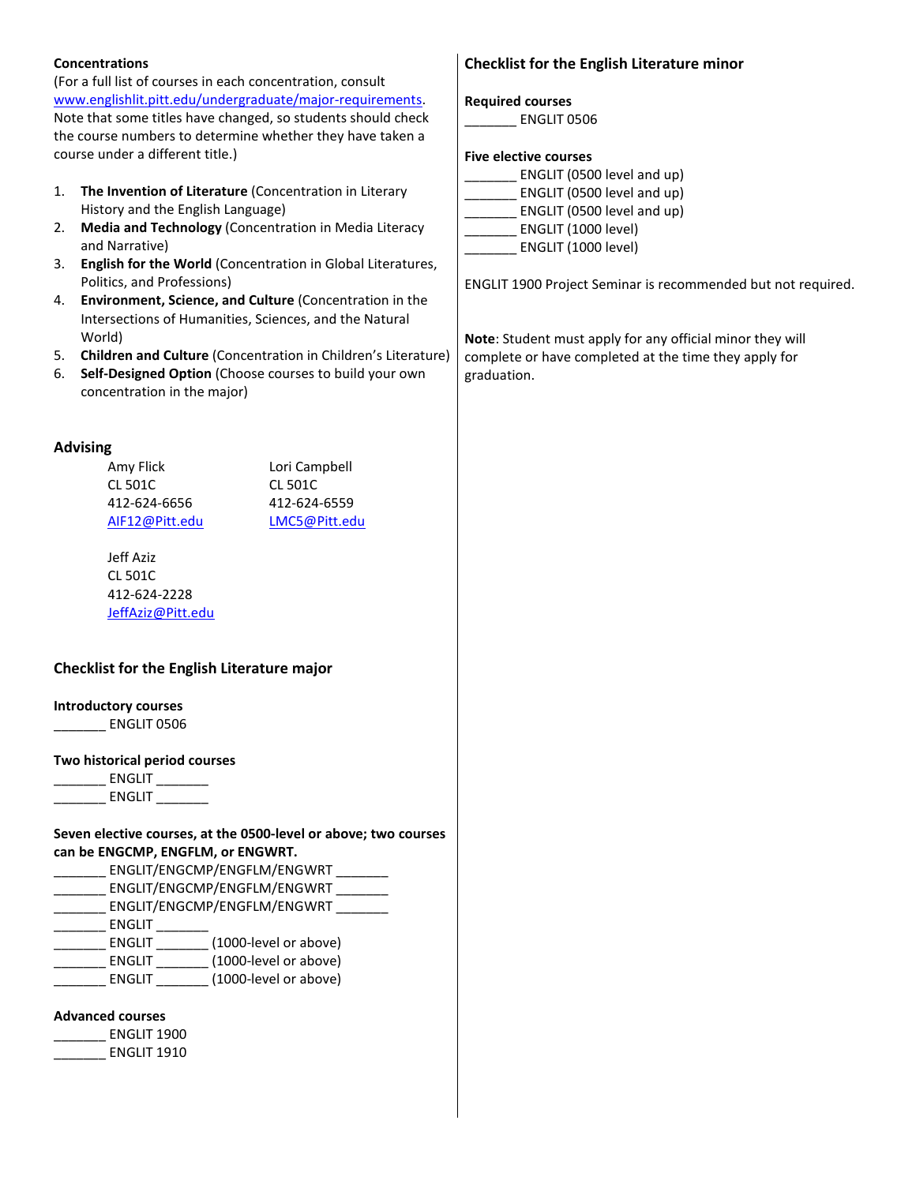**Concentrations**

(For a full list of courses in each concentration, consult www.englishlit.pitt.edu/undergraduate/major-requirements. Note that some titles have changed, so students should check the course numbers to determine whether they have taken a course under a different title.)

1. **The Invention of Literature** (Concentration in Literary History and the English Language)
2. **Media and Technology** (Concentration in Media Literacy and Narrative)
3. **English for the World** (Concentration in Global Literatures, Politics, and Professions)
4. **Environment, Science, and Culture** (Concentration in the Intersections of Humanities, Sciences, and the Natural World)
5. **Children and Culture** (Concentration in Children's Literature)
6. **Self-Designed Option** (Choose courses to build your own concentration in the major)

## Advising

Amy Flick
CL 501C
412-624-6656
AIF12@Pitt.edu

Lori Campbell
CL 501C
412-624-6559
LMC5@Pitt.edu

Jeff Aziz
CL 501C
412-624-2228
JeffAziz@Pitt.edu

## Checklist for the English Literature major

**Introductory courses**

_______ ENGLIT 0506

**Two historical period courses**

_______ ENGLIT _______
_______ ENGLIT _______

**Seven elective courses, at the 0500-level or above; two courses can be ENGCMP, ENGFLM, or ENGWRT.**

_______ ENGLIT/ENGCMP/ENGFLM/ENGWRT _______
_______ ENGLIT/ENGCMP/ENGFLM/ENGWRT _______
_______ ENGLIT/ENGCMP/ENGFLM/ENGWRT _______
_______ ENGLIT _______
_______ ENGLIT _______ (1000-level or above)
_______ ENGLIT _______ (1000-level or above)
_______ ENGLIT _______ (1000-level or above)

**Advanced courses**

_______ ENGLIT 1900
_______ ENGLIT 1910

## Checklist for the English Literature minor

**Required courses**

_______ ENGLIT 0506

**Five elective courses**

_______ ENGLIT (0500 level and up)
_______ ENGLIT (0500 level and up)
_______ ENGLIT (0500 level and up)
_______ ENGLIT (1000 level)
_______ ENGLIT (1000 level)

ENGLIT 1900 Project Seminar is recommended but not required.

**Note**: Student must apply for any official minor they will complete or have completed at the time they apply for graduation.